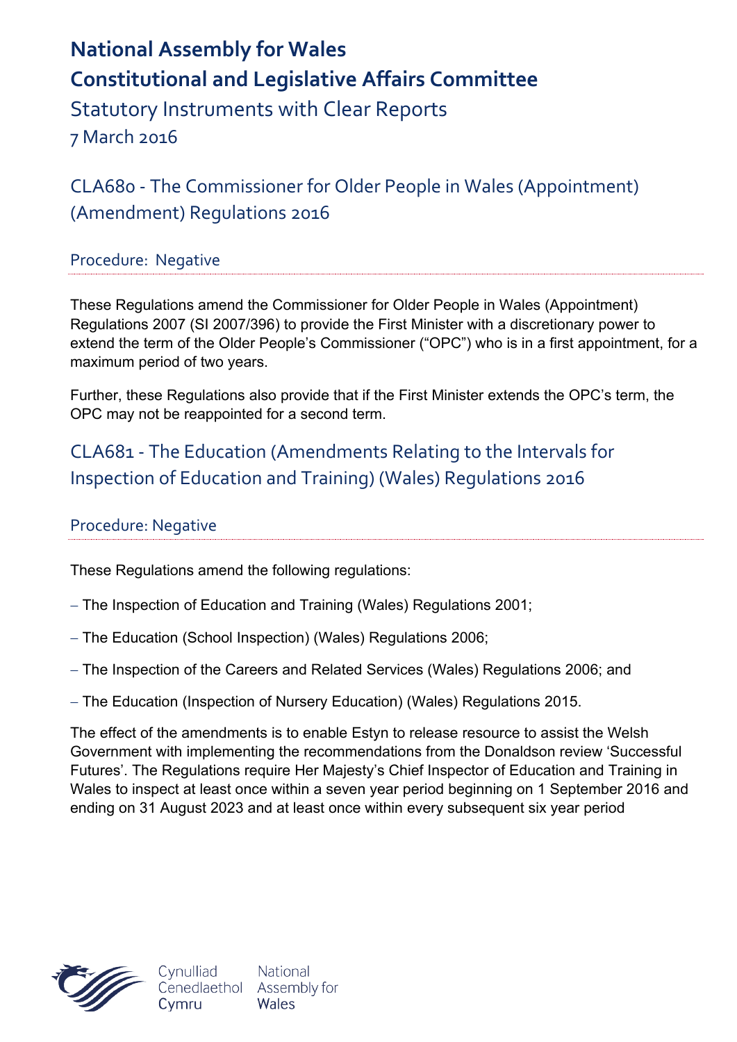# National Assembly for Wales

# Constitutional and Legislative Affairs Committee

Statutory Instruments with Clear Reports

7 March 2016

## CLA680 - The Commissioner for Older People in Wales (Appointment) (Amendment) Regulations 2016

### Procedure: Negative

These Regulations amend the Commissioner for Older People in Wales (Appointment) Regulations 2007 (SI 2007/396) to provide the First Minister with a discretionary power to extend the term of the Older People's Commissioner ("OPC") who is in a first appointment, for a maximum period of two years.

Further, these Regulations also provide that if the First Minister extends the OPC's term, the OPC may not be reappointed for a second term.

## CLA681 - The Education (Amendments Relating to the Intervals for Inspection of Education and Training) (Wales) Regulations 2016

### Procedure: Negative

These Regulations amend the following regulations:

- The Inspection of Education and Training (Wales) Regulations 2001;
- The Education (School Inspection) (Wales) Regulations 2006;
- The Inspection of the Careers and Related Services (Wales) Regulations 2006; and
- The Education (Inspection of Nursery Education) (Wales) Regulations 2015.

The effect of the amendments is to enable Estyn to release resource to assist the Welsh Government with implementing the recommendations from the Donaldson review 'Successful Futures'. The Regulations require Her Majesty's Chief Inspector of Education and Training in Wales to inspect at least once within a seven year period beginning on 1 September 2016 and ending on 31 August 2023 and at least once within every subsequent six year period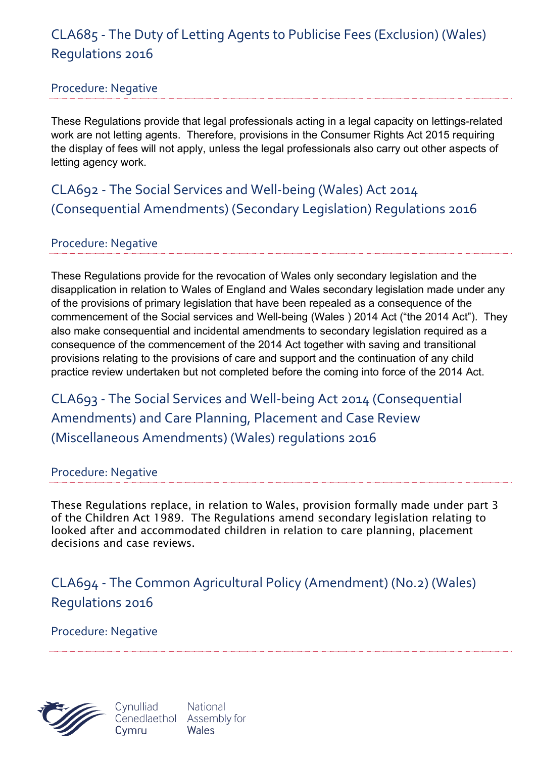## CLA685 - The Duty of Letting Agents to Publicise Fees (Exclusion) (Wales) Regulations 2016

### Procedure: Negative

These Regulations provide that legal professionals acting in a legal capacity on lettings-related work are not letting agents. Therefore, provisions in the Consumer Rights Act 2015 requiring the display of fees will not apply, unless the legal professionals also carry out other aspects of letting agency work.

## CLA692 - The Social Services and Well-being (Wales) Act 2014 (Consequential Amendments) (Secondary Legislation) Regulations 2016

### Procedure: Negative

These Regulations provide for the revocation of Wales only secondary legislation and the disapplication in relation to Wales of England and Wales secondary legislation made under any of the provisions of primary legislation that have been repealed as a consequence of the commencement of the Social services and Well-being (Wales ) 2014 Act ("the 2014 Act"). They also make consequential and incidental amendments to secondary legislation required as a consequence of the commencement of the 2014 Act together with saving and transitional provisions relating to the provisions of care and support and the continuation of any child practice review undertaken but not completed before the coming into force of the 2014 Act.

## CLA693 - The Social Services and Well-being Act 2014 (Consequential Amendments) and Care Planning, Placement and Case Review (Miscellaneous Amendments) (Wales) regulations 2016

### Procedure: Negative

These Regulations replace, in relation to Wales, provision formally made under part 3 of the Children Act 1989. The Regulations amend secondary legislation relating to looked after and accommodated children in relation to care planning, placement decisions and case reviews.

## CLA694 - The Common Agricultural Policy (Amendment) (No.2) (Wales) Regulations 2016

### Procedure: Negative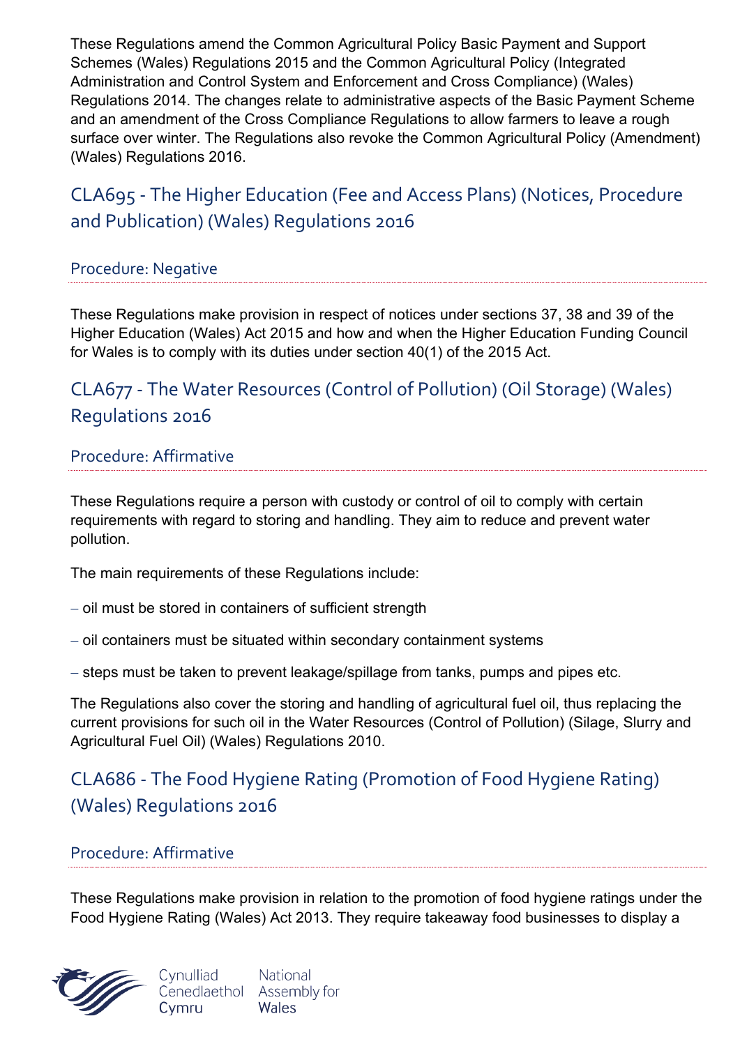These Regulations amend the Common Agricultural Policy Basic Payment and Support Schemes (Wales) Regulations 2015 and the Common Agricultural Policy (Integrated Administration and Control System and Enforcement and Cross Compliance) (Wales) Regulations 2014. The changes relate to administrative aspects of the Basic Payment Scheme and an amendment of the Cross Compliance Regulations to allow farmers to leave a rough surface over winter. The Regulations also revoke the Common Agricultural Policy (Amendment) (Wales) Regulations 2016.

## CLA695 - The Higher Education (Fee and Access Plans) (Notices, Procedure and Publication) (Wales) Regulations 2016

### Procedure: Negative

These Regulations make provision in respect of notices under sections 37, 38 and 39 of the Higher Education (Wales) Act 2015 and how and when the Higher Education Funding Council for Wales is to comply with its duties under section 40(1) of the 2015 Act.

## CLA677 - The Water Resources (Control of Pollution) (Oil Storage) (Wales) Regulations 2016

### Procedure: Affirmative

These Regulations require a person with custody or control of oil to comply with certain requirements with regard to storing and handling. They aim to reduce and prevent water pollution.

The main requirements of these Regulations include:

– oil must be stored in containers of sufficient strength

– oil containers must be situated within secondary containment systems

– steps must be taken to prevent leakage/spillage from tanks, pumps and pipes etc.

The Regulations also cover the storing and handling of agricultural fuel oil, thus replacing the current provisions for such oil in the Water Resources (Control of Pollution) (Silage, Slurry and Agricultural Fuel Oil) (Wales) Regulations 2010.

## CLA686 - The Food Hygiene Rating (Promotion of Food Hygiene Rating) (Wales) Regulations 2016

### Procedure: Affirmative

These Regulations make provision in relation to the promotion of food hygiene ratings under the Food Hygiene Rating (Wales) Act 2013. They require takeaway food businesses to display a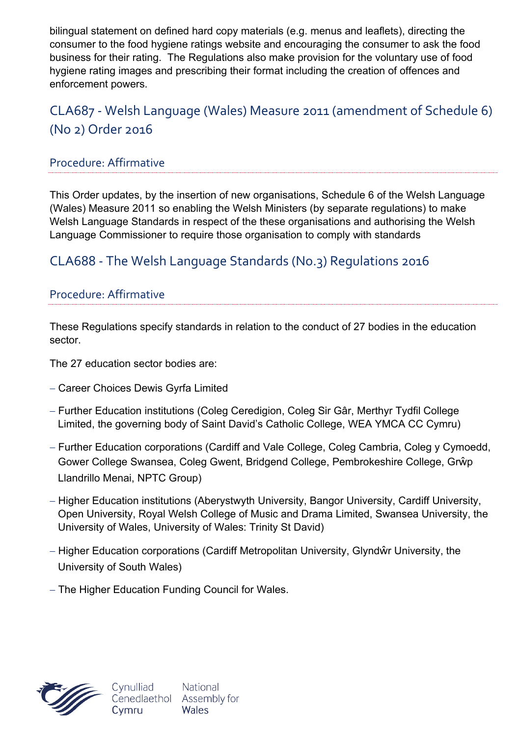bilingual statement on defined hard copy materials (e.g. menus and leaflets), directing the consumer to the food hygiene ratings website and encouraging the consumer to ask the food business for their rating. The Regulations also make provision for the voluntary use of food hygiene rating images and prescribing their format including the creation of offences and enforcement powers.

## CLA687 - Welsh Language (Wales) Measure 2011 (amendment of Schedule 6) (No 2) Order 2016

### Procedure: Affirmative

This Order updates, by the insertion of new organisations, Schedule 6 of the Welsh Language (Wales) Measure 2011 so enabling the Welsh Ministers (by separate regulations) to make Welsh Language Standards in respect of the these organisations and authorising the Welsh Language Commissioner to require those organisation to comply with standards

## CLA688 - The Welsh Language Standards (No.3) Regulations 2016

### Procedure: Affirmative

These Regulations specify standards in relation to the conduct of 27 bodies in the education sector.

The 27 education sector bodies are:

- Career Choices Dewis Gyrfa Limited
- Further Education institutions (Coleg Ceredigion, Coleg Sir Gâr, Merthyr Tydfil College Limited, the governing body of Saint David's Catholic College, WEA YMCA CC Cymru)
- Further Education corporations (Cardiff and Vale College, Coleg Cambria, Coleg y Cymoedd, Gower College Swansea, Coleg Gwent, Bridgend College, Pembrokeshire College, Grŵp Llandrillo Menai, NPTC Group)
- Higher Education institutions (Aberystwyth University, Bangor University, Cardiff University, Open University, Royal Welsh College of Music and Drama Limited, Swansea University, the University of Wales, University of Wales: Trinity St David)
- Higher Education corporations (Cardiff Metropolitan University, Glyndŵr University, the University of South Wales)
- The Higher Education Funding Council for Wales.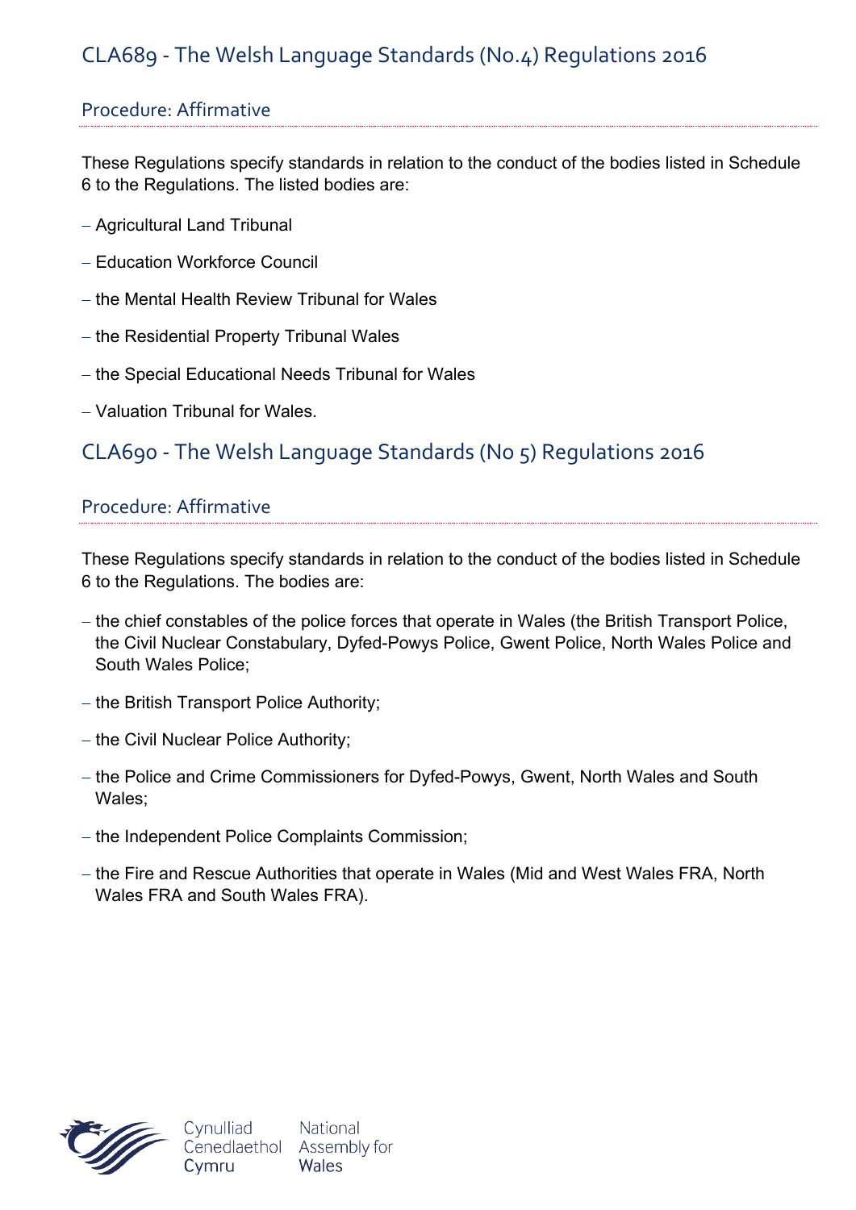## CLA689 - The Welsh Language Standards (No.4) Regulations 2016

### Procedure: Affirmative

These Regulations specify standards in relation to the conduct of the bodies listed in Schedule 6 to the Regulations. The listed bodies are:

- Agricultural Land Tribunal
- Education Workforce Council
- the Mental Health Review Tribunal for Wales
- the Residential Property Tribunal Wales
- the Special Educational Needs Tribunal for Wales
- Valuation Tribunal for Wales.

## CLA690 - The Welsh Language Standards (No 5) Regulations 2016

### Procedure: Affirmative

These Regulations specify standards in relation to the conduct of the bodies listed in Schedule 6 to the Regulations. The bodies are:

- the chief constables of the police forces that operate in Wales (the British Transport Police, the Civil Nuclear Constabulary, Dyfed-Powys Police, Gwent Police, North Wales Police and South Wales Police;
- the British Transport Police Authority;
- the Civil Nuclear Police Authority;
- the Police and Crime Commissioners for Dyfed-Powys, Gwent, North Wales and South Wales;
- the Independent Police Complaints Commission;
- the Fire and Rescue Authorities that operate in Wales (Mid and West Wales FRA, North Wales FRA and South Wales FRA).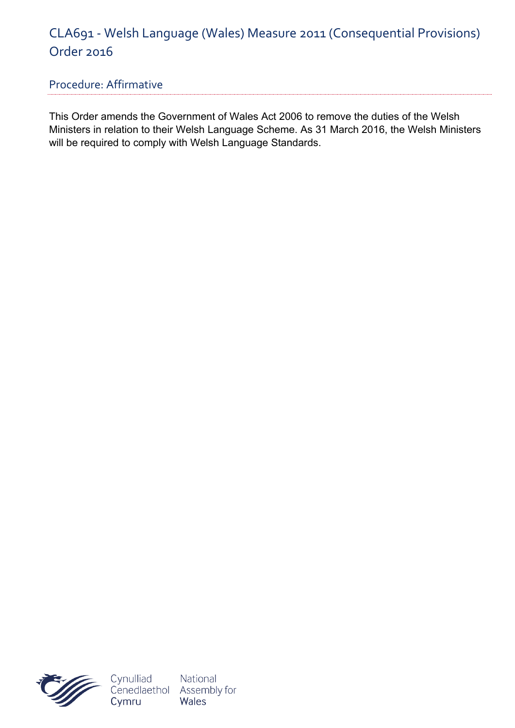## CLA691 - Welsh Language (Wales) Measure 2011 (Consequential Provisions) Order 2016

### Procedure: Affirmative

This Order amends the Government of Wales Act 2006 to remove the duties of the Welsh Ministers in relation to their Welsh Language Scheme. As 31 March 2016, the Welsh Ministers will be required to comply with Welsh Language Standards.